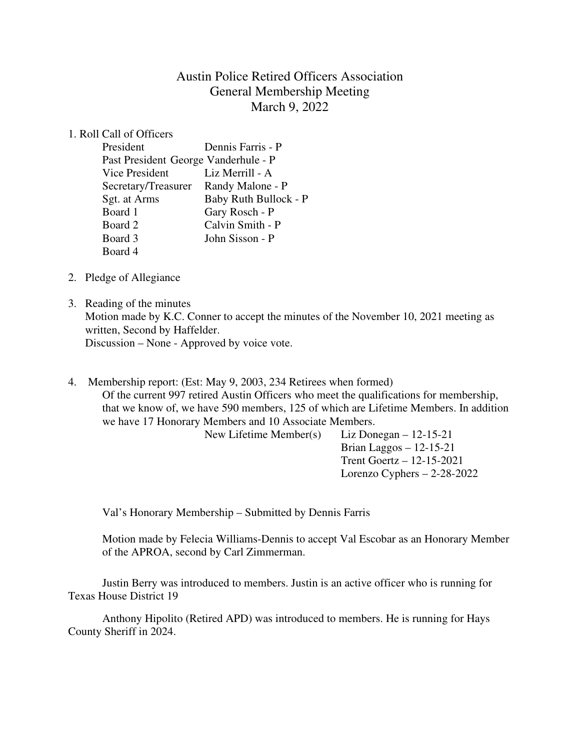# Austin Police Retired Officers Association
## General Membership Meeting
### March 9, 2022

1. Roll Call of Officers

| | |
|---|---|
| President | Dennis Farris - P |
| Past President | George Vanderhule - P |
| Vice President | Liz Merrill - A |
| Secretary/Treasurer | Randy Malone - P |
| Sgt. at Arms | Baby Ruth Bullock - P |
| Board 1 | Gary Rosch - P |
| Board 2 | Calvin Smith - P |
| Board 3 | John Sisson - P |
| Board 4 | |

2. Pledge of Allegiance

3. Reading of the minutes
   Motion made by K.C. Conner to accept the minutes of the November 10, 2021 meeting as written, Second by Haffelder.
   Discussion – None - Approved by voice vote.

4. Membership report: (Est: May 9, 2003, 234 Retirees when formed)
   Of the current 997 retired Austin Officers who meet the qualifications for membership, that we know of, we have 590 members, 125 of which are Lifetime Members. In addition we have 17 Honorary Members and 10 Associate Members.

   New Lifetime Member(s)
   - Liz Donegan – 12-15-21
   - Brian Laggos – 12-15-21
   - Trent Goertz – 12-15-2021
   - Lorenzo Cyphers – 2-28-2022

   Val's Honorary Membership – Submitted by Dennis Farris

   Motion made by Felecia Williams-Dennis to accept Val Escobar as an Honorary Member of the APROA, second by Carl Zimmerman.

   Justin Berry was introduced to members. Justin is an active officer who is running for Texas House District 19

   Anthony Hipolito (Retired APD) was introduced to members. He is running for Hays County Sheriff in 2024.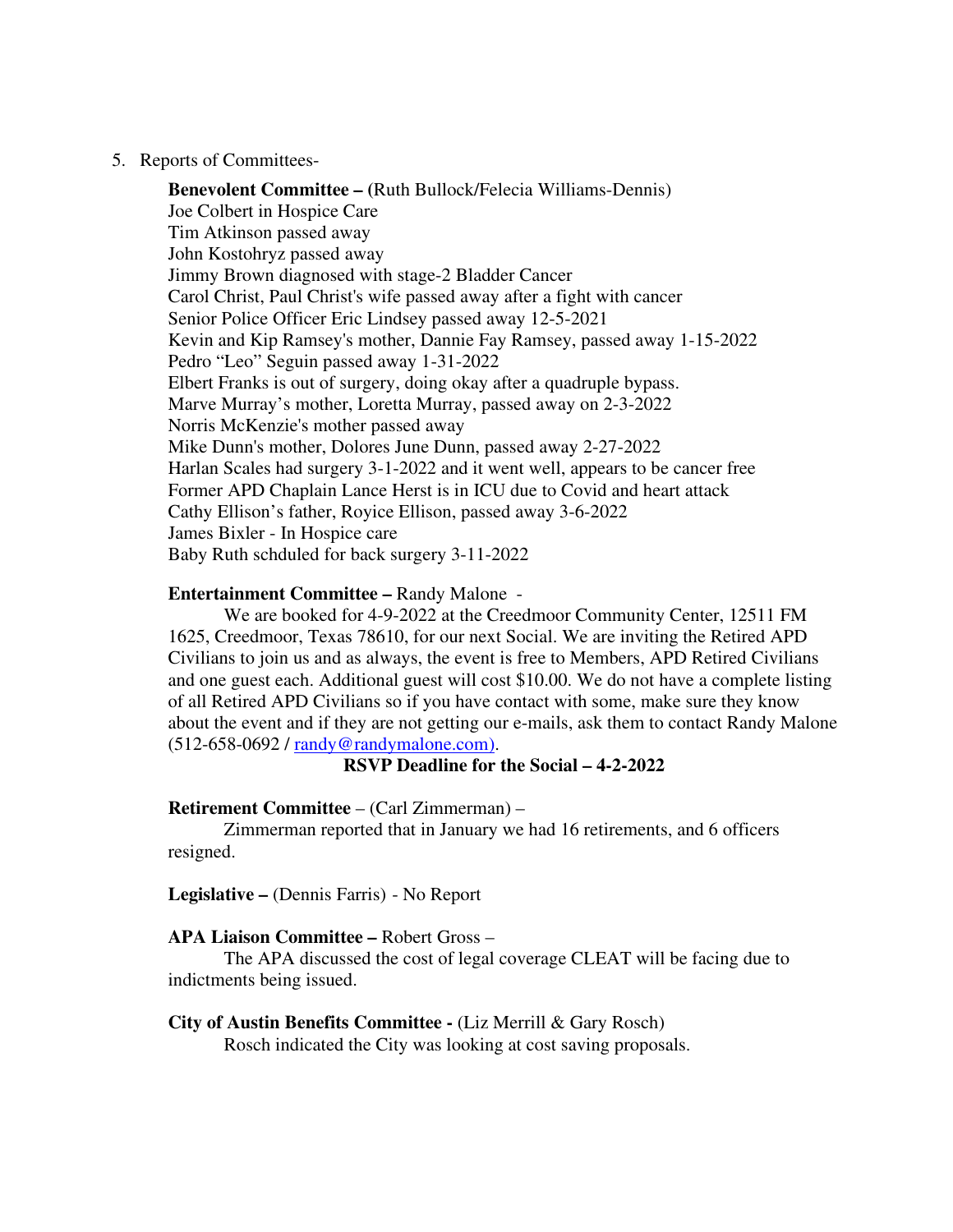5. Reports of Committees-

**Benevolent Committee – (**Ruth Bullock/Felecia Williams-Dennis)
Joe Colbert in Hospice Care
Tim Atkinson passed away
John Kostohryz passed away
Jimmy Brown diagnosed with stage-2 Bladder Cancer
Carol Christ, Paul Christ's wife passed away after a fight with cancer
Senior Police Officer Eric Lindsey passed away 12-5-2021
Kevin and Kip Ramsey's mother, Dannie Fay Ramsey, passed away 1-15-2022
Pedro "Leo" Seguin passed away 1-31-2022
Elbert Franks is out of surgery, doing okay after a quadruple bypass.
Marve Murray's mother, Loretta Murray, passed away on 2-3-2022
Norris McKenzie's mother passed away
Mike Dunn's mother, Dolores June Dunn, passed away 2-27-2022
Harlan Scales had surgery 3-1-2022 and it went well, appears to be cancer free
Former APD Chaplain Lance Herst is in ICU due to Covid and heart attack
Cathy Ellison's father, Royice Ellison, passed away 3-6-2022
James Bixler - In Hospice care
Baby Ruth schduled for back surgery 3-11-2022

**Entertainment Committee –** Randy Malone -

We are booked for 4-9-2022 at the Creedmoor Community Center, 12511 FM 1625, Creedmoor, Texas 78610, for our next Social. We are inviting the Retired APD Civilians to join us and as always, the event is free to Members, APD Retired Civilians and one guest each. Additional guest will cost $10.00. We do not have a complete listing of all Retired APD Civilians so if you have contact with some, make sure they know about the event and if they are not getting our e-mails, ask them to contact Randy Malone (512-658-0692 / randy@randymalone.com).

**RSVP Deadline for the Social – 4-2-2022**

**Retirement Committee** – (Carl Zimmerman) –

Zimmerman reported that in January we had 16 retirements, and 6 officers resigned.

**Legislative –** (Dennis Farris) - No Report

**APA Liaison Committee –** Robert Gross –

The APA discussed the cost of legal coverage CLEAT will be facing due to indictments being issued.

**City of Austin Benefits Committee -** (Liz Merrill & Gary Rosch)

Rosch indicated the City was looking at cost saving proposals.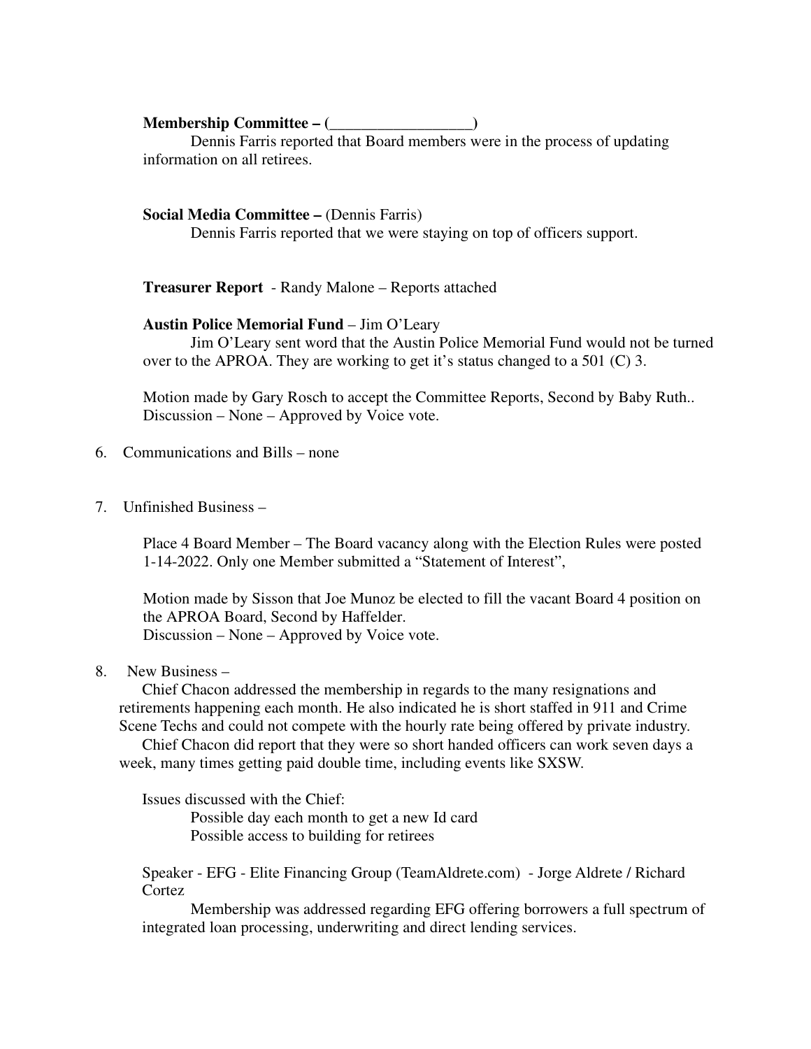**Membership Committee – (__________________)**

Dennis Farris reported that Board members were in the process of updating information on all retirees.

**Social Media Committee –** (Dennis Farris)

Dennis Farris reported that we were staying on top of officers support.

**Treasurer Report** - Randy Malone – Reports attached

**Austin Police Memorial Fund** – Jim O'Leary

Jim O'Leary sent word that the Austin Police Memorial Fund would not be turned over to the APROA. They are working to get it's status changed to a 501 (C) 3.

Motion made by Gary Rosch to accept the Committee Reports, Second by Baby Ruth.. Discussion – None – Approved by Voice vote.

6. Communications and Bills – none

7. Unfinished Business –

   Place 4 Board Member – The Board vacancy along with the Election Rules were posted 1-14-2022. Only one Member submitted a "Statement of Interest",

   Motion made by Sisson that Joe Munoz be elected to fill the vacant Board 4 position on the APROA Board, Second by Haffelder.
   Discussion – None – Approved by Voice vote.

8. New Business –

   Chief Chacon addressed the membership in regards to the many resignations and retirements happening each month. He also indicated he is short staffed in 911 and Crime Scene Techs and could not compete with the hourly rate being offered by private industry.

   Chief Chacon did report that they were so short handed officers can work seven days a week, many times getting paid double time, including events like SXSW.

   Issues discussed with the Chief:
   - Possible day each month to get a new Id card
   - Possible access to building for retirees

   Speaker - EFG - Elite Financing Group (TeamAldrete.com) - Jorge Aldrete / Richard Cortez

   Membership was addressed regarding EFG offering borrowers a full spectrum of integrated loan processing, underwriting and direct lending services.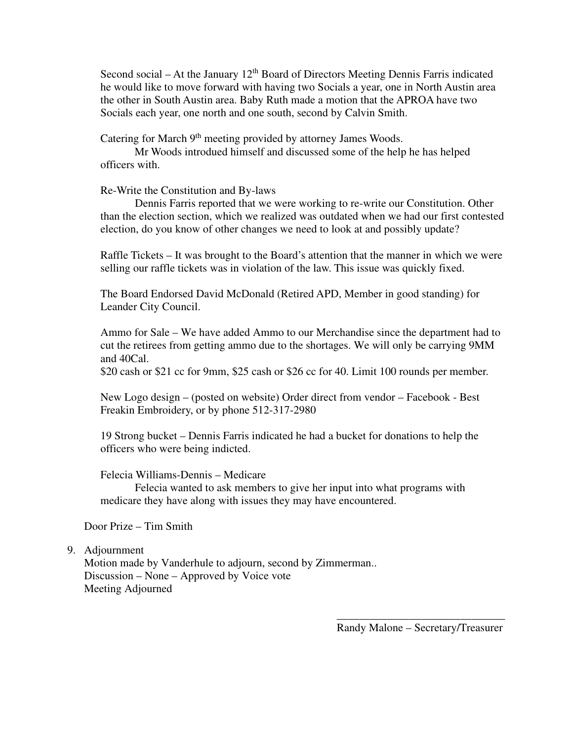Second social – At the January 12th Board of Directors Meeting Dennis Farris indicated he would like to move forward with having two Socials a year, one in North Austin area the other in South Austin area. Baby Ruth made a motion that the APROA have two Socials each year, one north and one south, second by Calvin Smith.

Catering for March 9th meeting provided by attorney James Woods.

Mr Woods introdued himself and discussed some of the help he has helped officers with.

Re-Write the Constitution and By-laws

Dennis Farris reported that we were working to re-write our Constitution. Other than the election section, which we realized was outdated when we had our first contested election, do you know of other changes we need to look at and possibly update?

Raffle Tickets – It was brought to the Board's attention that the manner in which we were selling our raffle tickets was in violation of the law. This issue was quickly fixed.

The Board Endorsed David McDonald (Retired APD, Member in good standing) for Leander City Council.

Ammo for Sale – We have added Ammo to our Merchandise since the department had to cut the retirees from getting ammo due to the shortages. We will only be carrying 9MM and 40Cal.

$20 cash or $21 cc for 9mm, $25 cash or $26 cc for 40. Limit 100 rounds per member.

New Logo design – (posted on website) Order direct from vendor – Facebook - Best Freakin Embroidery, or by phone 512-317-2980

19 Strong bucket – Dennis Farris indicated he had a bucket for donations to help the officers who were being indicted.

Felecia Williams-Dennis – Medicare

Felecia wanted to ask members to give her input into what programs with medicare they have along with issues they may have encountered.

Door Prize – Tim Smith

9. Adjournment

   Motion made by Vanderhule to adjourn, second by Zimmerman..
   Discussion – None – Approved by Voice vote
   Meeting Adjourned

_______________________________
Randy Malone – Secretary/Treasurer